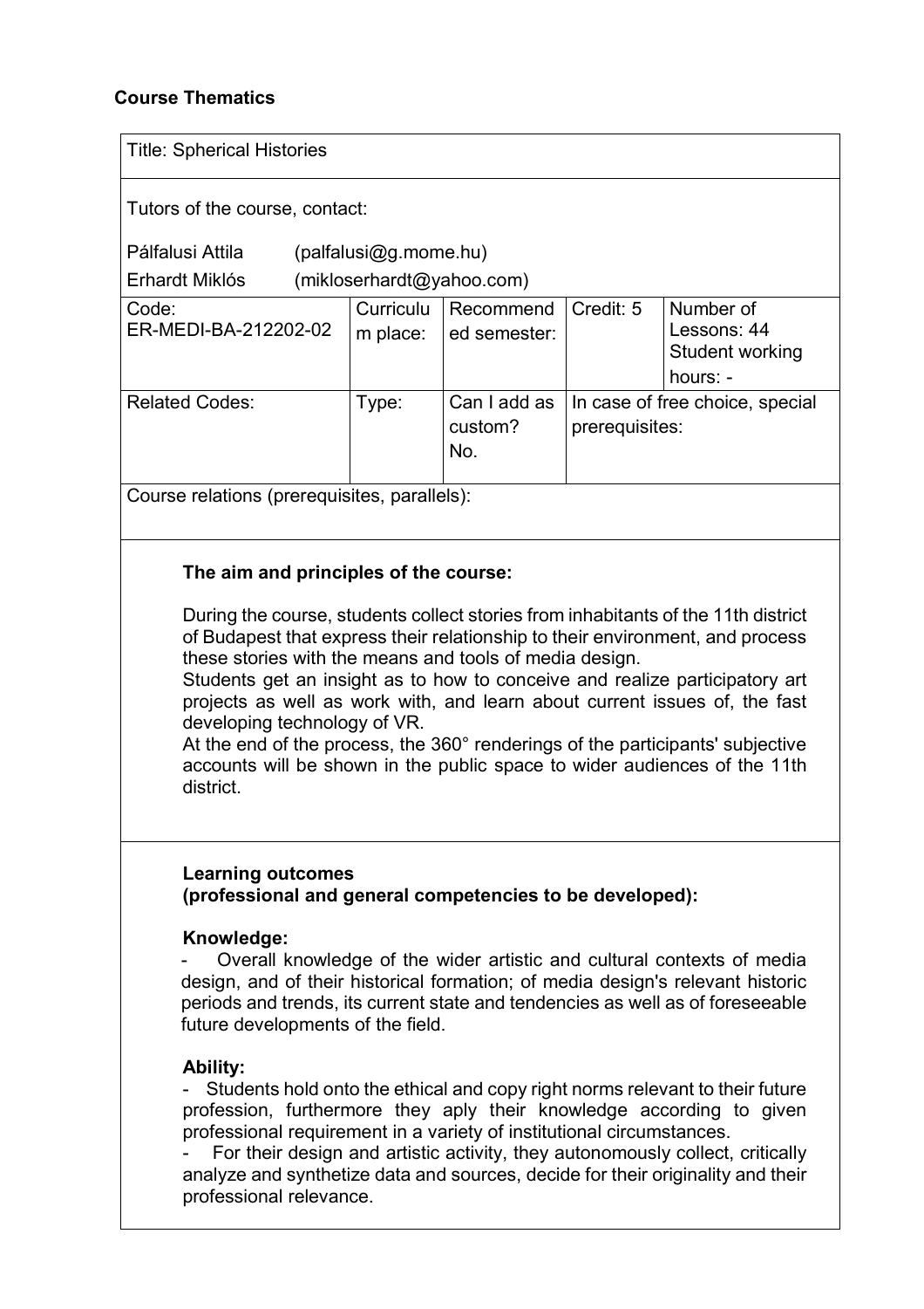**Course Thematics**

| Title: Spherical Histories | | | | |
|---|---|---|---|---|
| Tutors of the course, contact:<br>Pálfalusi Attila (palfalusi@g.mome.hu)<br>Erhardt Miklós (mikloserhardt@yahoo.com) | | | | |
| Code: ER-MEDI-BA-212202-02 | Curriculum place: | Recommended semester: | Credit: 5 | Number of Lessons: 44<br>Student working hours: - |
| Related Codes: | Type: | Can I add as custom? No. | In case of free choice, special prerequisites: | |
| Course relations (prerequisites, parallels): | | | | |

### The aim and principles of the course:

During the course, students collect stories from inhabitants of the 11th district of Budapest that express their relationship to their environment, and process these stories with the means and tools of media design.
Students get an insight as to how to conceive and realize participatory art projects as well as work with, and learn about current issues of, the fast developing technology of VR.
At the end of the process, the 360° renderings of the participants' subjective accounts will be shown in the public space to wider audiences of the 11th district.

### Learning outcomes (professional and general competencies to be developed):

**Knowledge:**

- Overall knowledge of the wider artistic and cultural contexts of media design, and of their historical formation; of media design's relevant historic periods and trends, its current state and tendencies as well as of foreseeable future developments of the field.

**Ability:**

- Students hold onto the ethical and copy right norms relevant to their future profession, furthermore they aply their knowledge according to given professional requirement in a variety of institutional circumstances.
- For their design and artistic activity, they autonomously collect, critically analyze and synthetize data and sources, decide for their originality and their professional relevance.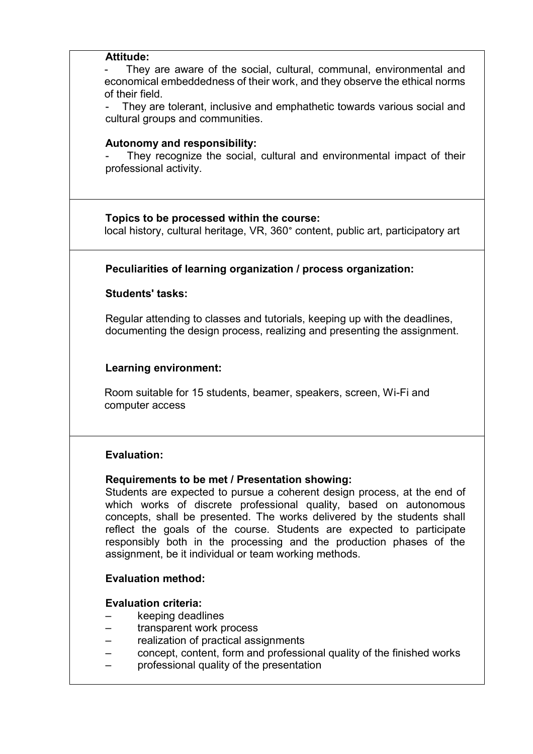**Attitude:**

- They are aware of the social, cultural, communal, environmental and economical embeddedness of their work, and they observe the ethical norms of their field.
- They are tolerant, inclusive and emphathetic towards various social and cultural groups and communities.

**Autonomy and responsibility:**

- They recognize the social, cultural and environmental impact of their professional activity.

**Topics to be processed within the course:**

local history, cultural heritage, VR, 360° content, public art, participatory art

**Peculiarities of learning organization / process organization:**

**Students' tasks:**

Regular attending to classes and tutorials, keeping up with the deadlines, documenting the design process, realizing and presenting the assignment.

**Learning environment:**

Room suitable for 15 students, beamer, speakers, screen, Wi-Fi and computer access

**Evaluation:**

**Requirements to be met / Presentation showing:**

Students are expected to pursue a coherent design process, at the end of which works of discrete professional quality, based on autonomous concepts, shall be presented. The works delivered by the students shall reflect the goals of the course. Students are expected to participate responsibly both in the processing and the production phases of the assignment, be it individual or team working methods.

**Evaluation method:**

**Evaluation criteria:**

- keeping deadlines
- transparent work process
- realization of practical assignments
- concept, content, form and professional quality of the finished works
- professional quality of the presentation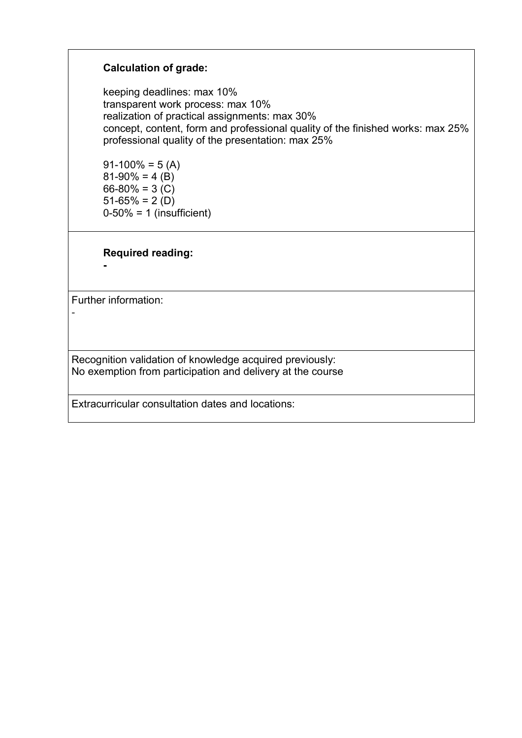**Calculation of grade:**

keeping deadlines: max 10%
transparent work process: max 10%
realization of practical assignments: max 30%
concept, content, form and professional quality of the finished works: max 25%
professional quality of the presentation: max 25%

91-100% = 5 (A)
81-90% = 4 (B)
66-80% = 3 (C)
51-65% = 2 (D)
0-50% = 1 (insufficient)

**Required reading:**

**-**

Further information:

-

Recognition validation of knowledge acquired previously:
No exemption from participation and delivery at the course

Extracurricular consultation dates and locations: